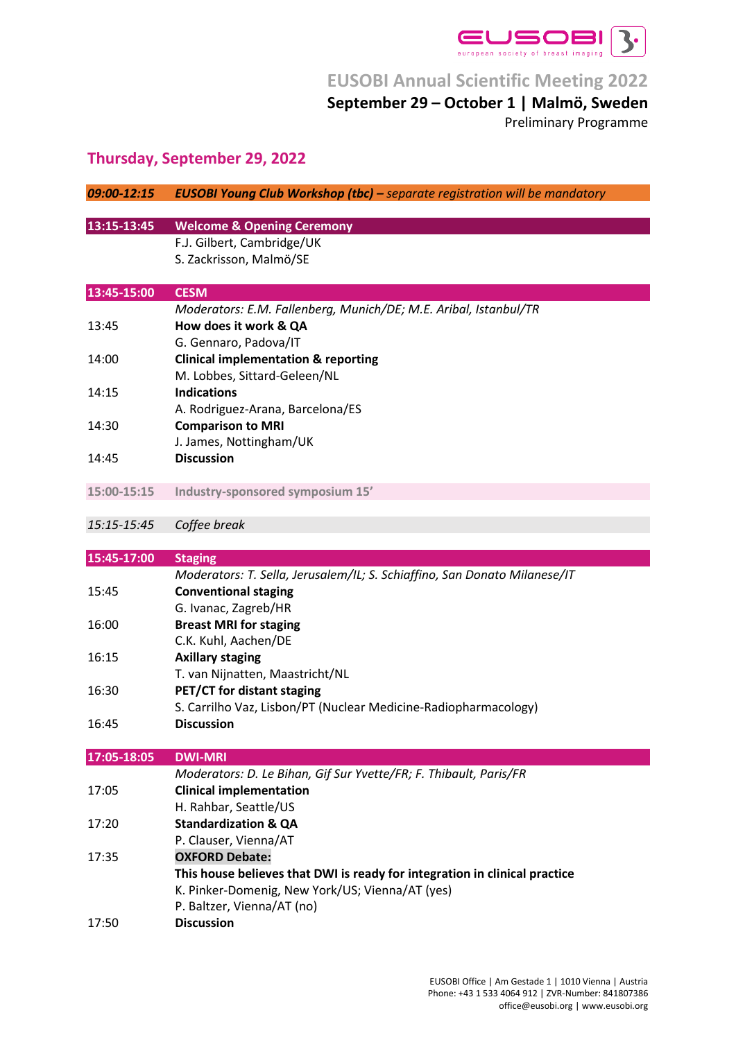EUSOBI
european society of breast imaging

# EUSOBI Annual Scientific Meeting 2022

**September 29 – October 1 | Malmö, Sweden**

Preliminary Programme

## Thursday, September 29, 2022

| | |
|---|---|
| ***09:00-12:15*** | ***EUSOBI Young Club Workshop (tbc) –** separate registration will be mandatory* |
| **13:15-13:45** | **Welcome & Opening Ceremony** |
| | F.J. Gilbert, Cambridge/UK |
| | S. Zackrisson, Malmö/SE |
| **13:45-15:00** | **CESM** |
| | *Moderators: E.M. Fallenberg, Munich/DE; M.E. Aribal, Istanbul/TR* |
| 13:45 | **How does it work & QA** |
| | G. Gennaro, Padova/IT |
| 14:00 | **Clinical implementation & reporting** |
| | M. Lobbes, Sittard-Geleen/NL |
| 14:15 | **Indications** |
| | A. Rodriguez-Arana, Barcelona/ES |
| 14:30 | **Comparison to MRI** |
| | J. James, Nottingham/UK |
| 14:45 | **Discussion** |
| **15:00-15:15** | **Industry-sponsored symposium 15'** |
| *15:15-15:45* | *Coffee break* |
| **15:45-17:00** | **Staging** |
| | *Moderators: T. Sella, Jerusalem/IL; S. Schiaffino, San Donato Milanese/IT* |
| 15:45 | **Conventional staging** |
| | G. Ivanac, Zagreb/HR |
| 16:00 | **Breast MRI for staging** |
| | C.K. Kuhl, Aachen/DE |
| 16:15 | **Axillary staging** |
| | T. van Nijnatten, Maastricht/NL |
| 16:30 | **PET/CT for distant staging** |
| | S. Carrilho Vaz, Lisbon/PT (Nuclear Medicine-Radiopharmacology) |
| 16:45 | **Discussion** |
| **17:05-18:05** | **DWI-MRI** |
| | *Moderators: D. Le Bihan, Gif Sur Yvette/FR; F. Thibault, Paris/FR* |
| 17:05 | **Clinical implementation** |
| | H. Rahbar, Seattle/US |
| 17:20 | **Standardization & QA** |
| | P. Clauser, Vienna/AT |
| 17:35 | **OXFORD Debate:** |
| | **This house believes that DWI is ready for integration in clinical practice** |
| | K. Pinker-Domenig, New York/US; Vienna/AT (yes) |
| | P. Baltzer, Vienna/AT (no) |
| 17:50 | **Discussion** |

EUSOBI Office | Am Gestade 1 | 1010 Vienna | Austria
Phone: +43 1 533 4064 912 | ZVR-Number: 841807386
office@eusobi.org | www.eusobi.org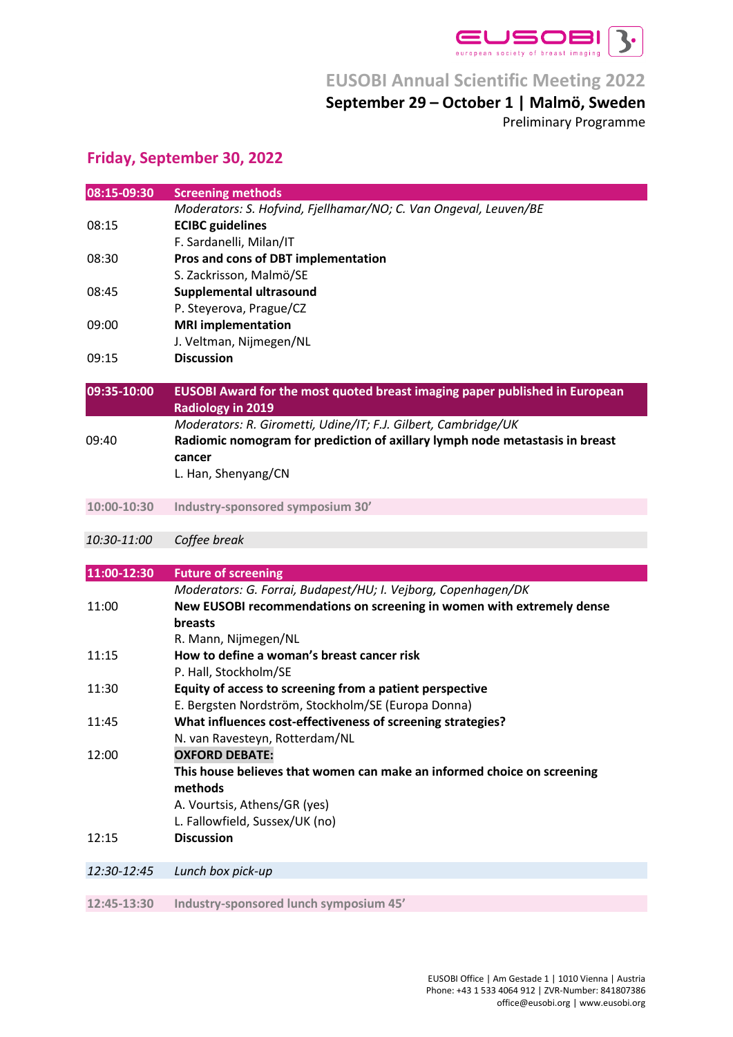# EUSOBI Annual Scientific Meeting 2022

**September 29 – October 1 | Malmö, Sweden**

Preliminary Programme

## Friday, September 30, 2022

| | |
|---|---|
| **08:15-09:30** | **Screening methods** |
| | *Moderators: S. Hofvind, Fjellhamar/NO; C. Van Ongeval, Leuven/BE* |
| 08:15 | **ECIBC guidelines** |
| | F. Sardanelli, Milan/IT |
| 08:30 | **Pros and cons of DBT implementation** |
| | S. Zackrisson, Malmö/SE |
| 08:45 | **Supplemental ultrasound** |
| | P. Steyerova, Prague/CZ |
| 09:00 | **MRI implementation** |
| | J. Veltman, Nijmegen/NL |
| 09:15 | **Discussion** |

| | |
|---|---|
| **09:35-10:00** | **EUSOBI Award for the most quoted breast imaging paper published in European Radiology in 2019** |
| | *Moderators: R. Girometti, Udine/IT; F.J. Gilbert, Cambridge/UK* |
| 09:40 | **Radiomic nomogram for prediction of axillary lymph node metastasis in breast cancer** |
| | L. Han, Shenyang/CN |

| | |
|---|---|
| 10:00-10:30 | Industry-sponsored symposium 30’ |

| | |
|---|---|
| *10:30-11:00* | *Coffee break* |

| | |
|---|---|
| **11:00-12:30** | **Future of screening** |
| | *Moderators: G. Forrai, Budapest/HU; I. Vejborg, Copenhagen/DK* |
| 11:00 | **New EUSOBI recommendations on screening in women with extremely dense breasts** |
| | R. Mann, Nijmegen/NL |
| 11:15 | **How to define a woman’s breast cancer risk** |
| | P. Hall, Stockholm/SE |
| 11:30 | **Equity of access to screening from a patient perspective** |
| | E. Bergsten Nordström, Stockholm/SE (Europa Donna) |
| 11:45 | **What influences cost-effectiveness of screening strategies?** |
| | N. van Ravesteyn, Rotterdam/NL |
| 12:00 | **OXFORD DEBATE:** |
| | **This house believes that women can make an informed choice on screening methods** |
| | A. Vourtsis, Athens/GR (yes) |
| | L. Fallowfield, Sussex/UK (no) |
| 12:15 | **Discussion** |

| | |
|---|---|
| *12:30-12:45* | *Lunch box pick-up* |

| | |
|---|---|
| 12:45-13:30 | Industry-sponsored lunch symposium 45’ |

EUSOBI Office | Am Gestade 1 | 1010 Vienna | Austria
Phone: +43 1 533 4064 912 | ZVR-Number: 841807386
office@eusobi.org | www.eusobi.org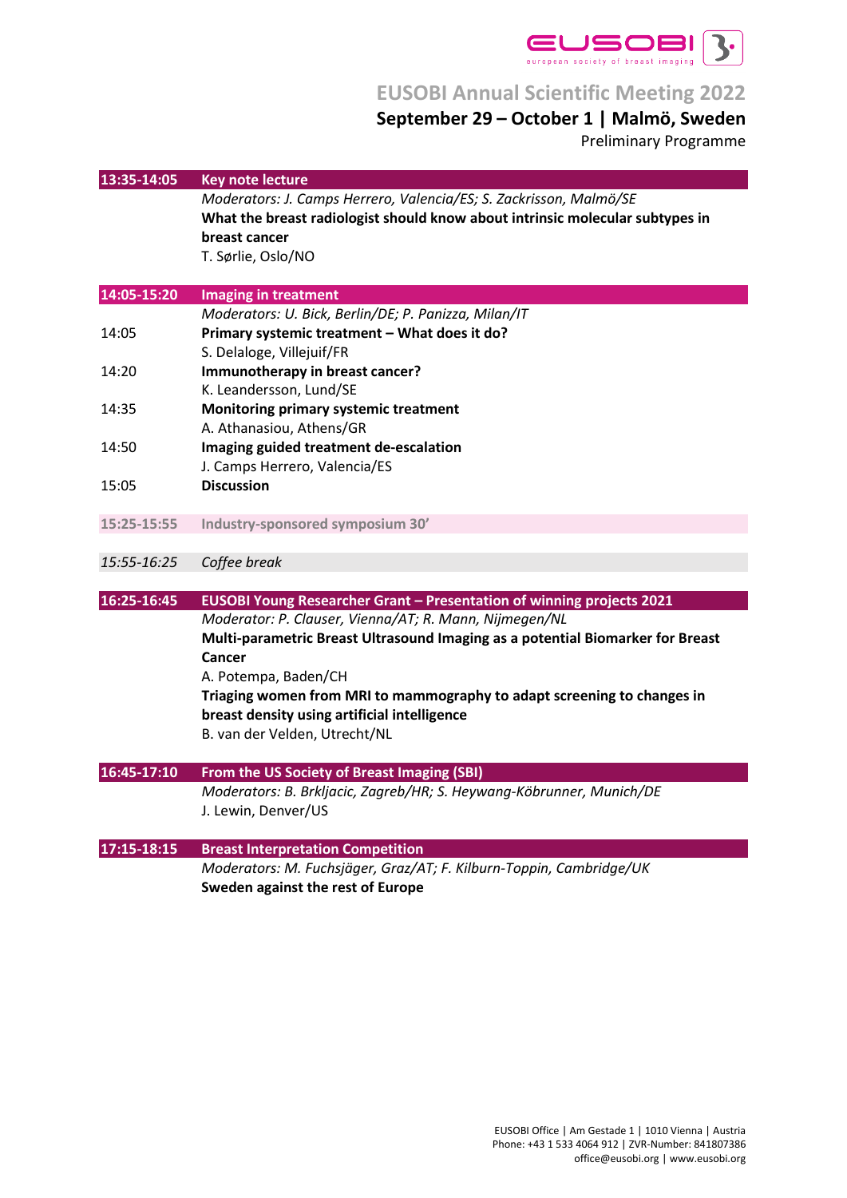# EUSOBI Annual Scientific Meeting 2022

**September 29 – October 1 | Malmö, Sweden**

Preliminary Programme

| | |
|---|---|
| **13:35-14:05** | **Key note lecture** |
| | *Moderators: J. Camps Herrero, Valencia/ES; S. Zackrisson, Malmö/SE* |
| | **What the breast radiologist should know about intrinsic molecular subtypes in breast cancer** |
| | T. Sørlie, Oslo/NO |
| **14:05-15:20** | **Imaging in treatment** |
| | *Moderators: U. Bick, Berlin/DE; P. Panizza, Milan/IT* |
| 14:05 | **Primary systemic treatment – What does it do?** |
| | S. Delaloge, Villejuif/FR |
| 14:20 | **Immunotherapy in breast cancer?** |
| | K. Leandersson, Lund/SE |
| 14:35 | **Monitoring primary systemic treatment** |
| | A. Athanasiou, Athens/GR |
| 14:50 | **Imaging guided treatment de-escalation** |
| | J. Camps Herrero, Valencia/ES |
| 15:05 | **Discussion** |
| **15:25-15:55** | **Industry-sponsored symposium 30'** |
| *15:55-16:25* | *Coffee break* |
| **16:25-16:45** | **EUSOBI Young Researcher Grant – Presentation of winning projects 2021** |
| | *Moderator: P. Clauser, Vienna/AT; R. Mann, Nijmegen/NL* |
| | **Multi-parametric Breast Ultrasound Imaging as a potential Biomarker for Breast Cancer** |
| | A. Potempa, Baden/CH |
| | **Triaging women from MRI to mammography to adapt screening to changes in breast density using artificial intelligence** |
| | B. van der Velden, Utrecht/NL |
| **16:45-17:10** | **From the US Society of Breast Imaging (SBI)** |
| | *Moderators: B. Brkljacic, Zagreb/HR; S. Heywang-Köbrunner, Munich/DE* |
| | J. Lewin, Denver/US |
| **17:15-18:15** | **Breast Interpretation Competition** |
| | *Moderators: M. Fuchsjäger, Graz/AT; F. Kilburn-Toppin, Cambridge/UK* |
| | **Sweden against the rest of Europe** |

EUSOBI Office | Am Gestade 1 | 1010 Vienna | Austria
Phone: +43 1 533 4064 912 | ZVR-Number: 841807386
office@eusobi.org | www.eusobi.org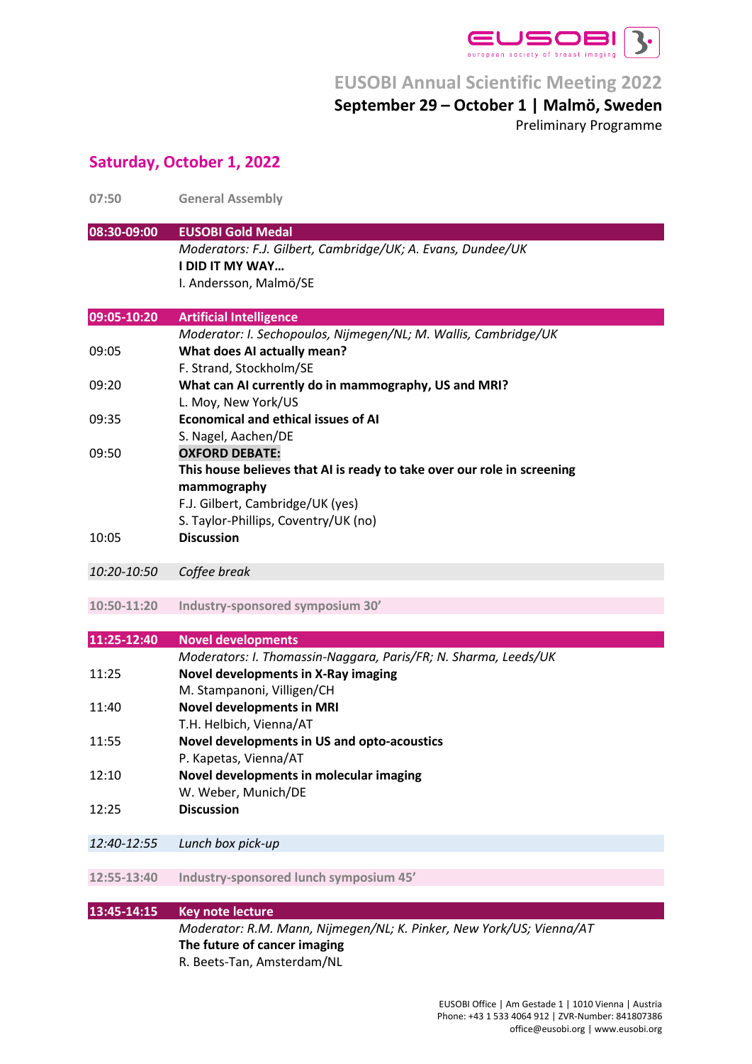# EUSOBI Annual Scientific Meeting 2022

**September 29 – October 1 | Malmö, Sweden**

Preliminary Programme

## Saturday, October 1, 2022

| | |
|---|---|
| 07:50 | General Assembly |
| **08:30-09:00** | **EUSOBI Gold Medal** |
| | *Moderators: F.J. Gilbert, Cambridge/UK; A. Evans, Dundee/UK* |
| | **I DID IT MY WAY…** |
| | I. Andersson, Malmö/SE |
| **09:05-10:20** | **Artificial Intelligence** |
| | *Moderator: I. Sechopoulos, Nijmegen/NL; M. Wallis, Cambridge/UK* |
| 09:05 | **What does AI actually mean?** |
| | F. Strand, Stockholm/SE |
| 09:20 | **What can AI currently do in mammography, US and MRI?** |
| | L. Moy, New York/US |
| 09:35 | **Economical and ethical issues of AI** |
| | S. Nagel, Aachen/DE |
| 09:50 | **OXFORD DEBATE:** |
| | **This house believes that AI is ready to take over our role in screening mammography** |
| | F.J. Gilbert, Cambridge/UK (yes) |
| | S. Taylor-Phillips, Coventry/UK (no) |
| 10:05 | **Discussion** |
| *10:20-10:50* | *Coffee break* |
| 10:50-11:20 | Industry-sponsored symposium 30' |
| **11:25-12:40** | **Novel developments** |
| | *Moderators: I. Thomassin-Naggara, Paris/FR; N. Sharma, Leeds/UK* |
| 11:25 | **Novel developments in X-Ray imaging** |
| | M. Stampanoni, Villigen/CH |
| 11:40 | **Novel developments in MRI** |
| | T.H. Helbich, Vienna/AT |
| 11:55 | **Novel developments in US and opto-acoustics** |
| | P. Kapetas, Vienna/AT |
| 12:10 | **Novel developments in molecular imaging** |
| | W. Weber, Munich/DE |
| 12:25 | **Discussion** |
| *12:40-12:55* | *Lunch box pick-up* |
| 12:55-13:40 | Industry-sponsored lunch symposium 45' |
| **13:45-14:15** | **Key note lecture** |
| | *Moderator: R.M. Mann, Nijmegen/NL; K. Pinker, New York/US; Vienna/AT* |
| | **The future of cancer imaging** |
| | R. Beets-Tan, Amsterdam/NL |

EUSOBI Office | Am Gestade 1 | 1010 Vienna | Austria
Phone: +43 1 533 4064 912 | ZVR-Number: 841807386
office@eusobi.org | www.eusobi.org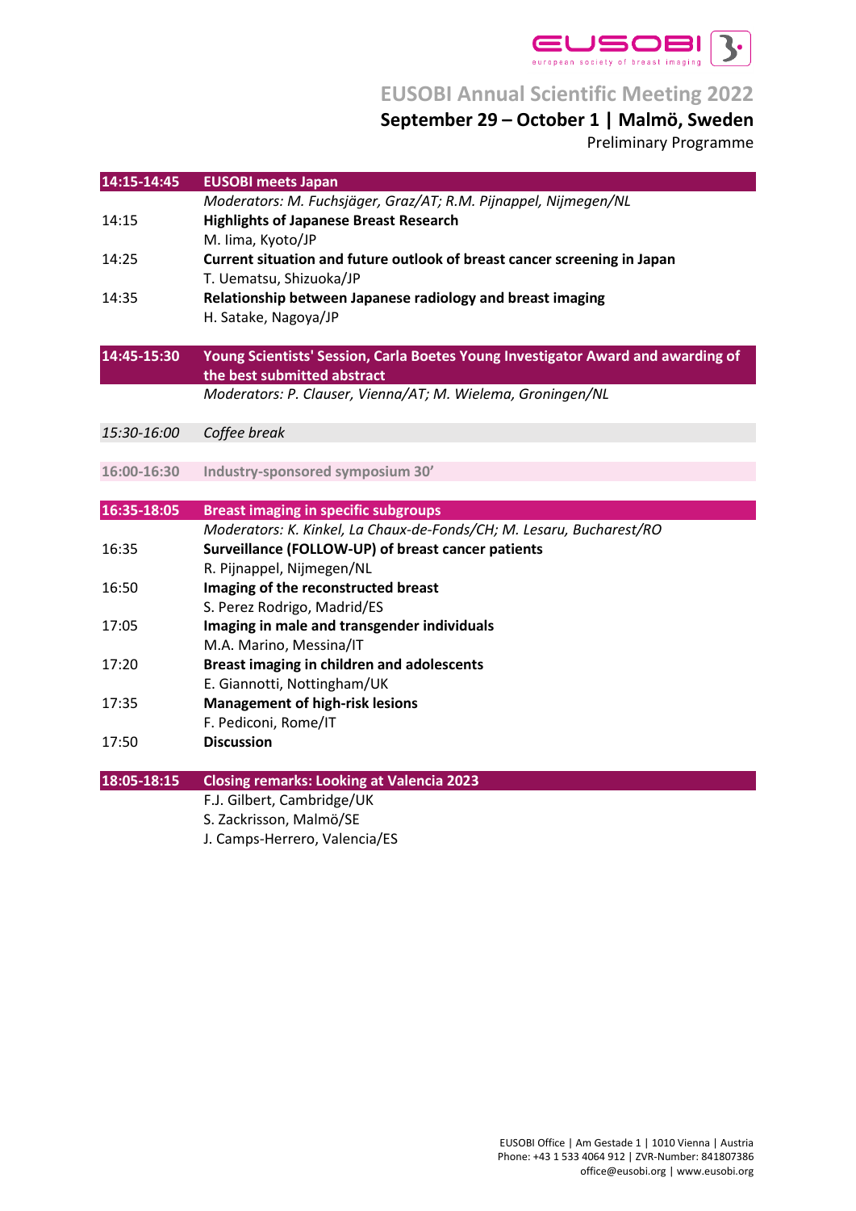| | |
|---|---|
| **14:15-14:45** | **EUSOBI meets Japan** |
| | *Moderators: M. Fuchsjäger, Graz/AT; R.M. Pijnappel, Nijmegen/NL* |
| 14:15 | **Highlights of Japanese Breast Research** <br> M. Iima, Kyoto/JP |
| 14:25 | **Current situation and future outlook of breast cancer screening in Japan** <br> T. Uematsu, Shizuoka/JP |
| 14:35 | **Relationship between Japanese radiology and breast imaging** <br> H. Satake, Nagoya/JP |
| **14:45-15:30** | **Young Scientists' Session, Carla Boetes Young Investigator Award and awarding of the best submitted abstract** |
| | *Moderators: P. Clauser, Vienna/AT; M. Wielema, Groningen/NL* |
| *15:30-16:00* | *Coffee break* |
| **16:00-16:30** | **Industry-sponsored symposium 30'** |
| **16:35-18:05** | **Breast imaging in specific subgroups** |
| | *Moderators: K. Kinkel, La Chaux-de-Fonds/CH; M. Lesaru, Bucharest/RO* |
| 16:35 | **Surveillance (FOLLOW-UP) of breast cancer patients** <br> R. Pijnappel, Nijmegen/NL |
| 16:50 | **Imaging of the reconstructed breast** <br> S. Perez Rodrigo, Madrid/ES |
| 17:05 | **Imaging in male and transgender individuals** <br> M.A. Marino, Messina/IT |
| 17:20 | **Breast imaging in children and adolescents** <br> E. Giannotti, Nottingham/UK |
| 17:35 | **Management of high-risk lesions** <br> F. Pediconi, Rome/IT |
| 17:50 | **Discussion** |
| **18:05-18:15** | **Closing remarks: Looking at Valencia 2023** |
| | F.J. Gilbert, Cambridge/UK <br> S. Zackrisson, Malmö/SE <br> J. Camps-Herrero, Valencia/ES |